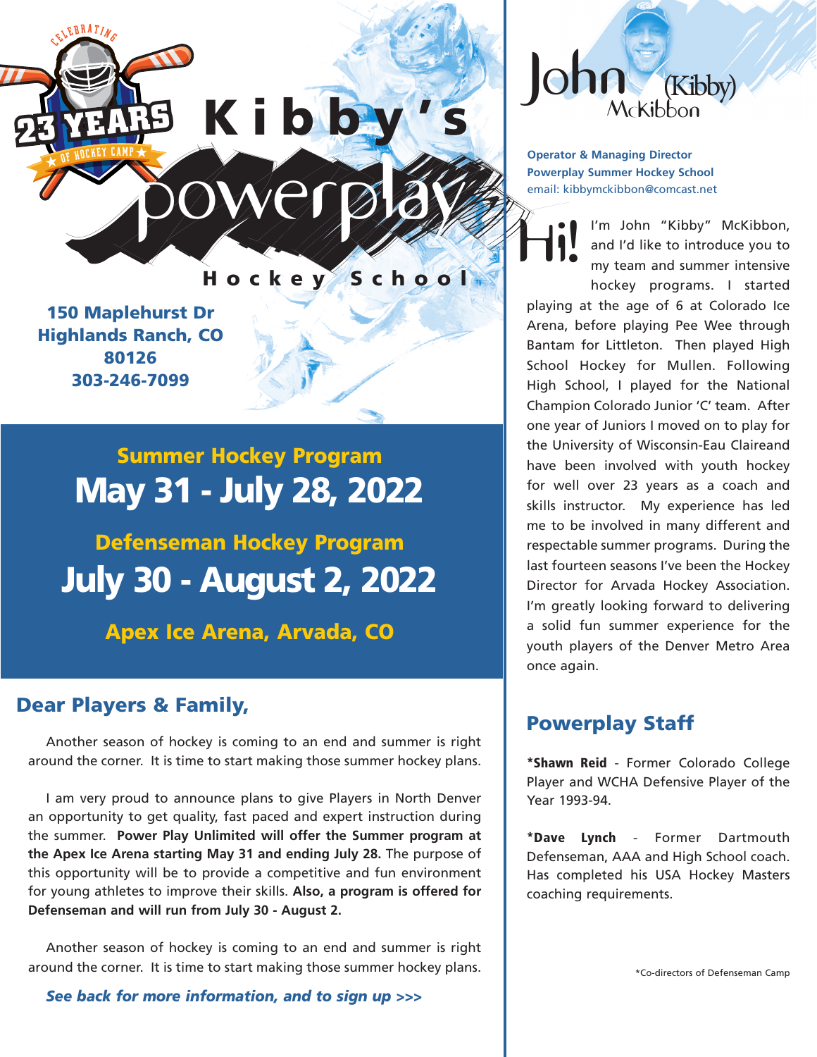CELEBRATING 23 YEARS OF HOCKEY CAMP

# Kibby's powerplay Hockey School

**150 Maplehurst Dr**
**Highlands Ranch, CO**
**80126**
**303-246-7099**

## Summer Hockey Program
## May 31 - July 28, 2022

## Defenseman Hockey Program
## July 30 - August 2, 2022

**Apex Ice Arena, Arvada, CO**

## Dear Players & Family,

Another season of hockey is coming to an end and summer is right around the corner. It is time to start making those summer hockey plans.

I am very proud to announce plans to give Players in North Denver an opportunity to get quality, fast paced and expert instruction during the summer. **Power Play Unlimited will offer the Summer program at the Apex Ice Arena starting May 31 and ending July 28.** The purpose of this opportunity will be to provide a competitive and fun environment for young athletes to improve their skills. **Also, a program is offered for Defenseman and will run from July 30 - August 2.**

Another season of hockey is coming to an end and summer is right around the corner. It is time to start making those summer hockey plans.

***See back for more information, and to sign up >>>***

# John (Kibby) McKibbon

**Operator & Managing Director**
**Powerplay Summer Hockey School**
email: kibbymckibbon@comcast.net

Hi! I'm John "Kibby" McKibbon, and I'd like to introduce you to my team and summer intensive hockey programs. I started playing at the age of 6 at Colorado Ice Arena, before playing Pee Wee through Bantam for Littleton. Then played High School Hockey for Mullen. Following High School, I played for the National Champion Colorado Junior 'C' team. After one year of Juniors I moved on to play for the University of Wisconsin-Eau Claireand have been involved with youth hockey for well over 23 years as a coach and skills instructor. My experience has led me to be involved in many different and respectable summer programs. During the last fourteen seasons I've been the Hockey Director for Arvada Hockey Association. I'm greatly looking forward to delivering a solid fun summer experience for the youth players of the Denver Metro Area once again.

## Powerplay Staff

**\*Shawn Reid** - Former Colorado College Player and WCHA Defensive Player of the Year 1993-94.

**\*Dave Lynch** - Former Dartmouth Defenseman, AAA and High School coach. Has completed his USA Hockey Masters coaching requirements.

*Co-directors of Defenseman Camp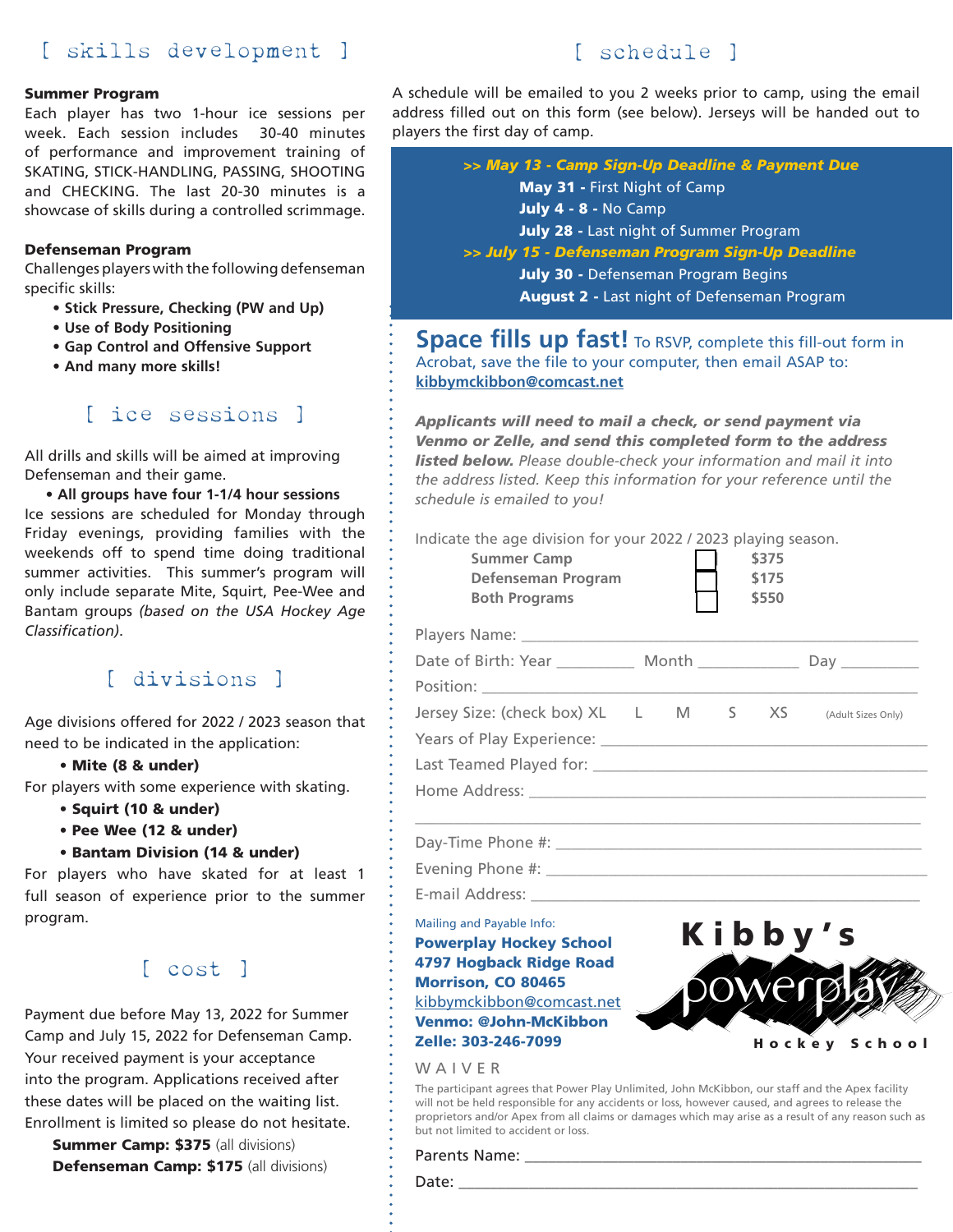## [ skills development ]

**Summer Program**

Each player has two 1-hour ice sessions per week. Each session includes 30-40 minutes of performance and improvement training of SKATING, STICK-HANDLING, PASSING, SHOOTING and CHECKING. The last 20-30 minutes is a showcase of skills during a controlled scrimmage.

**Defenseman Program**

Challenges players with the following defenseman specific skills:

- **Stick Pressure, Checking (PW and Up)**
- **Use of Body Positioning**
- **Gap Control and Offensive Support**
- **And many more skills!**

## [ ice sessions ]

All drills and skills will be aimed at improving Defenseman and their game.

- **All groups have four 1-1/4 hour sessions**

Ice sessions are scheduled for Monday through Friday evenings, providing families with the weekends off to spend time doing traditional summer activities. This summer's program will only include separate Mite, Squirt, Pee-Wee and Bantam groups *(based on the USA Hockey Age Classification)*.

## [ divisions ]

Age divisions offered for 2022 / 2023 season that need to be indicated in the application:

- **Mite (8 & under)**

For players with some experience with skating.

- **Squirt (10 & under)**
- **Pee Wee (12 & under)**
- **Bantam Division (14 & under)**

For players who have skated for at least 1 full season of experience prior to the summer program.

## [ cost ]

Payment due before May 13, 2022 for Summer Camp and July 15, 2022 for Defenseman Camp. Your received payment is your acceptance into the program. Applications received after these dates will be placed on the waiting list. Enrollment is limited so please do not hesitate.

**Summer Camp: $375** (all divisions)
**Defenseman Camp: $175** (all divisions)

## [ schedule ]

A schedule will be emailed to you 2 weeks prior to camp, using the email address filled out on this form (see below). Jerseys will be handed out to players the first day of camp.

***>> May 13 - Camp Sign-Up Deadline & Payment Due***
**May 31 -** First Night of Camp
**July 4 - 8 -** No Camp
**July 28 -** Last night of Summer Program
***>> July 15 - Defenseman Program Sign-Up Deadline***
**July 30 -** Defenseman Program Begins
**August 2 -** Last night of Defenseman Program

**Space fills up fast!** To RSVP, complete this fill-out form in Acrobat, save the file to your computer, then email ASAP to: kibbymckibbon@comcast.net

***Applicants will need to mail a check, or send payment via Venmo or Zelle, and send this completed form to the address listed below.*** *Please double-check your information and mail it into the address listed. Keep this information for your reference until the schedule is emailed to you!*

Indicate the age division for your 2022 / 2023 playing season.

| | | |
|---|---|---|
| **Summer Camp** | ☐ | **$375** |
| **Defenseman Program** | ☐ | **$175** |
| **Both Programs** | ☐ | **$550** |

Players Name: ______________________________

Date of Birth: Year __________ Month ____________ Day __________

Position: ______________________________

Jersey Size: (check box) XL L M S XS (Adult Sizes Only)

Years of Play Experience: ______________________________

Last Teamed Played for: ______________________________

Home Address: ______________________________

______________________________

Day-Time Phone #: ______________________________

Evening Phone #: ______________________________

E-mail Address: ______________________________

Mailing and Payable Info:
**Powerplay Hockey School**
**4797 Hogback Ridge Road**
**Morrison, CO 80465**
kibbymckibbon@comcast.net
**Venmo: @John-McKibbon**
**Zelle: 303-246-7099**

Kibby's powerplay Hockey School

WAIVER

The participant agrees that Power Play Unlimited, John McKibbon, our staff and the Apex facility will not be held responsible for any accidents or loss, however caused, and agrees to release the proprietors and/or Apex from all claims or damages which may arise as a result of any reason such as but not limited to accident or loss.

Parents Name: ______________________________

Date: ______________________________